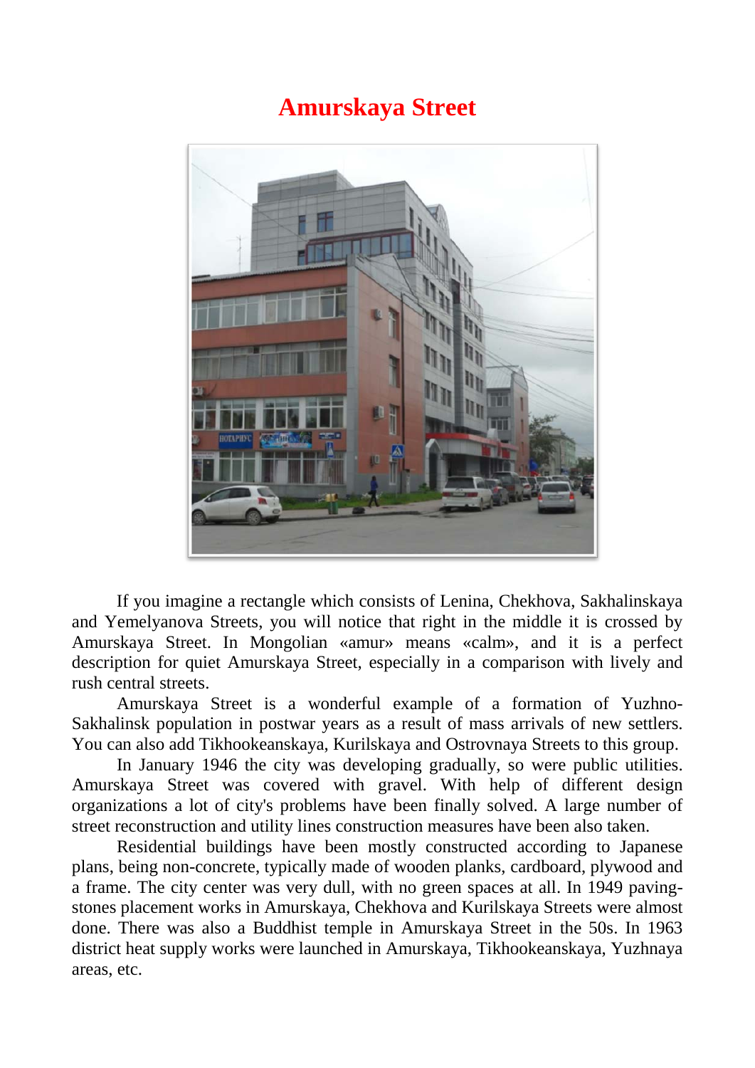# Amurskaya Street

If you imagine a rectangle which consists of Lenina, Chekhova, Sakhalinskaya and Yemelyanova Streets, you will notice that right in the middle it is crossed by Amurskaya Street. In Mongolian «amur» means «calm», and it is a perfect description for quiet Amurskaya Street, especially in a comparison with lively and rush central streets.

Amurskaya Street is a wonderful example of a formation of Yuzhno-Sakhalinsk population in postwar years as a result of mass arrivals of new settlers. You can also add Tikhookeanskaya, Kurilskaya and Ostrovnaya Streets to this group.

In January 1946 the city was developing gradually, so were public utilities. Amurskaya Street was covered with gravel. With help of different design organizations a lot of city's problems have been finally solved. A large number of street reconstruction and utility lines construction measures have been also taken.

Residential buildings have been mostly constructed according to Japanese plans, being non-concrete, typically made of wooden planks, cardboard, plywood and a frame. The city center was very dull, with no green spaces at all. In 1949 paving-stones placement works in Amurskaya, Chekhova and Kurilskaya Streets were almost done. There was also a Buddhist temple in Amurskaya Street in the 50s. In 1963 district heat supply works were launched in Amurskaya, Tikhookeanskaya, Yuzhnaya areas, etc.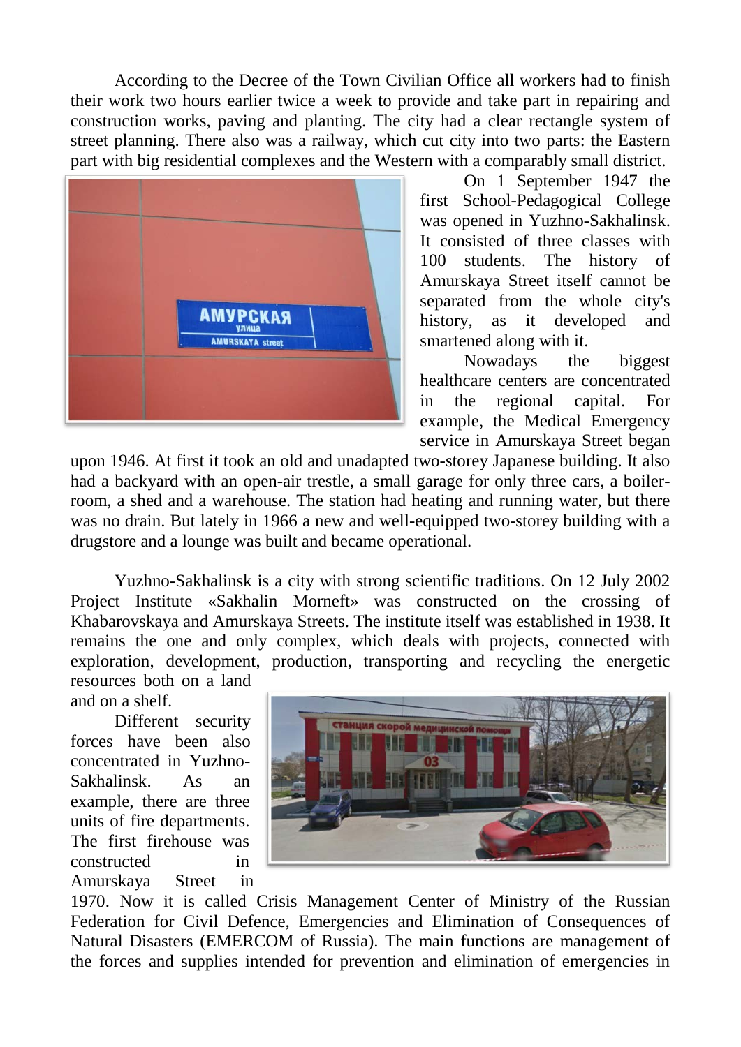According to the Decree of the Town Civilian Office all workers had to finish their work two hours earlier twice a week to provide and take part in repairing and construction works, paving and planting. The city had a clear rectangle system of street planning. There also was a railway, which cut city into two parts: the Eastern part with big residential complexes and the Western with a comparably small district.

On 1 September 1947 the first School-Pedagogical College was opened in Yuzhno-Sakhalinsk. It consisted of three classes with 100 students. The history of Amurskaya Street itself cannot be separated from the whole city's history, as it developed and smartened along with it.

Nowadays the biggest healthcare centers are concentrated in the regional capital. For example, the Medical Emergency service in Amurskaya Street began upon 1946. At first it took an old and unadapted two-storey Japanese building. It also had a backyard with an open-air trestle, a small garage for only three cars, a boiler-room, a shed and a warehouse. The station had heating and running water, but there was no drain. But lately in 1966 a new and well-equipped two-storey building with a drugstore and a lounge was built and became operational.

Yuzhno-Sakhalinsk is a city with strong scientific traditions. On 12 July 2002 Project Institute «Sakhalin Morneft» was constructed on the crossing of Khabarovskaya and Amurskaya Streets. The institute itself was established in 1938. It remains the one and only complex, which deals with projects, connected with exploration, development, production, transporting and recycling the energetic resources both on a land and on a shelf.

Different security forces have been also concentrated in Yuzhno-Sakhalinsk. As an example, there are three units of fire departments. The first firehouse was constructed in Amurskaya Street in 1970. Now it is called Crisis Management Center of Ministry of the Russian Federation for Civil Defence, Emergencies and Elimination of Consequences of Natural Disasters (EMERCOM of Russia). The main functions are management of the forces and supplies intended for prevention and elimination of emergencies in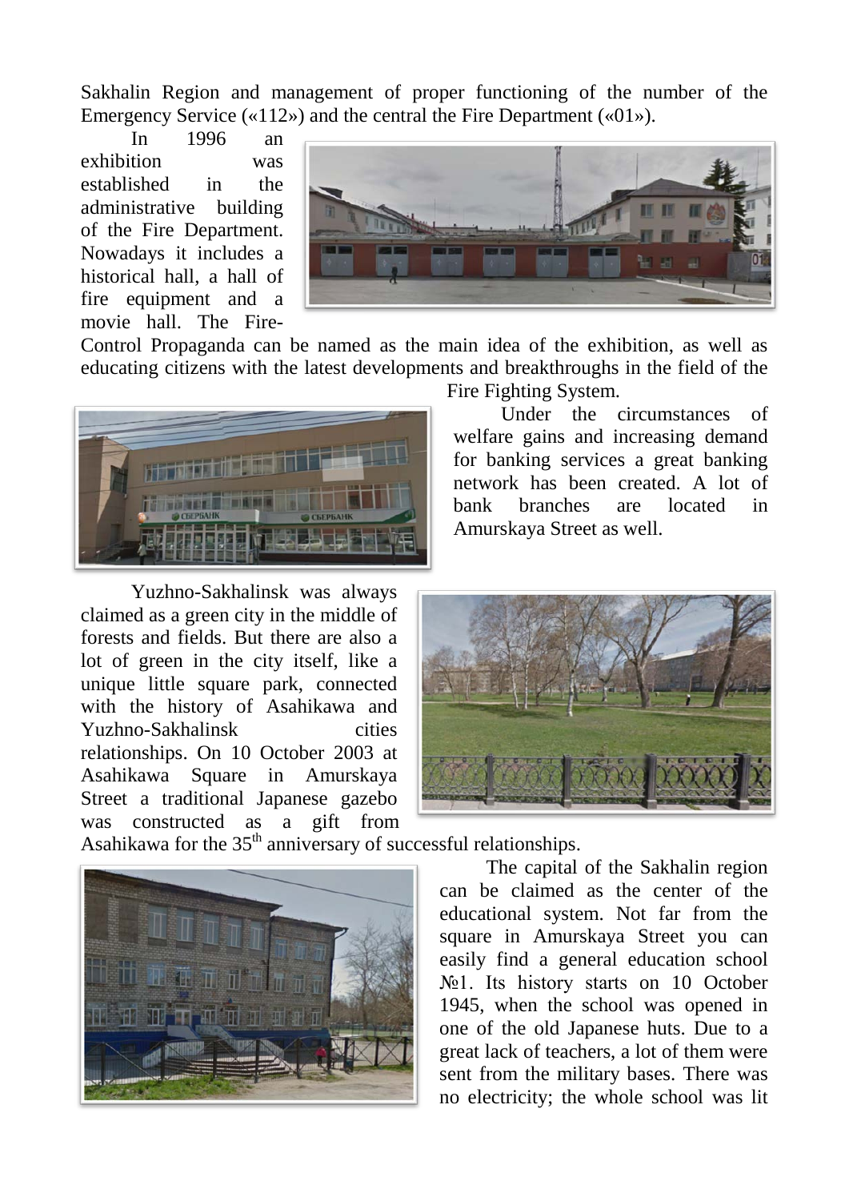Sakhalin Region and management of proper functioning of the number of the Emergency Service («112») and the central the Fire Department («01»).

In 1996 an exhibition was established in the administrative building of the Fire Department. Nowadays it includes a historical hall, a hall of fire equipment and a movie hall. The Fire-Control Propaganda can be named as the main idea of the exhibition, as well as educating citizens with the latest developments and breakthroughs in the field of the Fire Fighting System.

Under the circumstances of welfare gains and increasing demand for banking services a great banking network has been created. A lot of bank branches are located in Amurskaya Street as well.

Yuzhno-Sakhalinsk was always claimed as a green city in the middle of forests and fields. But there are also a lot of green in the city itself, like a unique little square park, connected with the history of Asahikawa and Yuzhno-Sakhalinsk cities relationships. On 10 October 2003 at Asahikawa Square in Amurskaya Street a traditional Japanese gazebo was constructed as a gift from Asahikawa for the 35th anniversary of successful relationships.

The capital of the Sakhalin region can be claimed as the center of the educational system. Not far from the square in Amurskaya Street you can easily find a general education school №1. Its history starts on 10 October 1945, when the school was opened in one of the old Japanese huts. Due to a great lack of teachers, a lot of them were sent from the military bases. There was no electricity; the whole school was lit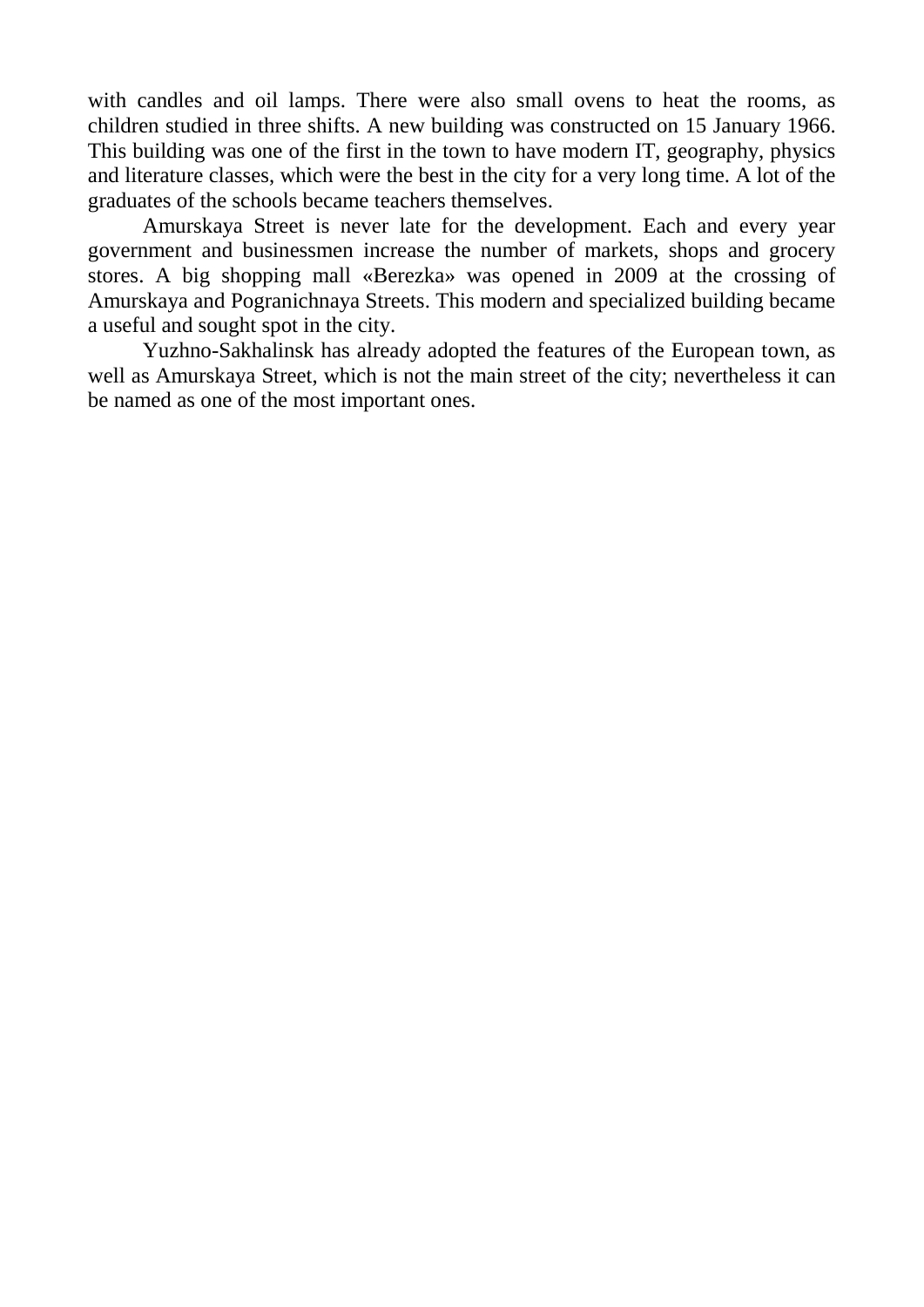with candles and oil lamps. There were also small ovens to heat the rooms, as children studied in three shifts. A new building was constructed on 15 January 1966. This building was one of the first in the town to have modern IT, geography, physics and literature classes, which were the best in the city for a very long time. A lot of the graduates of the schools became teachers themselves.

Amurskaya Street is never late for the development. Each and every year government and businessmen increase the number of markets, shops and grocery stores. A big shopping mall «Berezka» was opened in 2009 at the crossing of Amurskaya and Pogranichnaya Streets. This modern and specialized building became a useful and sought spot in the city.

Yuzhno-Sakhalinsk has already adopted the features of the European town, as well as Amurskaya Street, which is not the main street of the city; nevertheless it can be named as one of the most important ones.